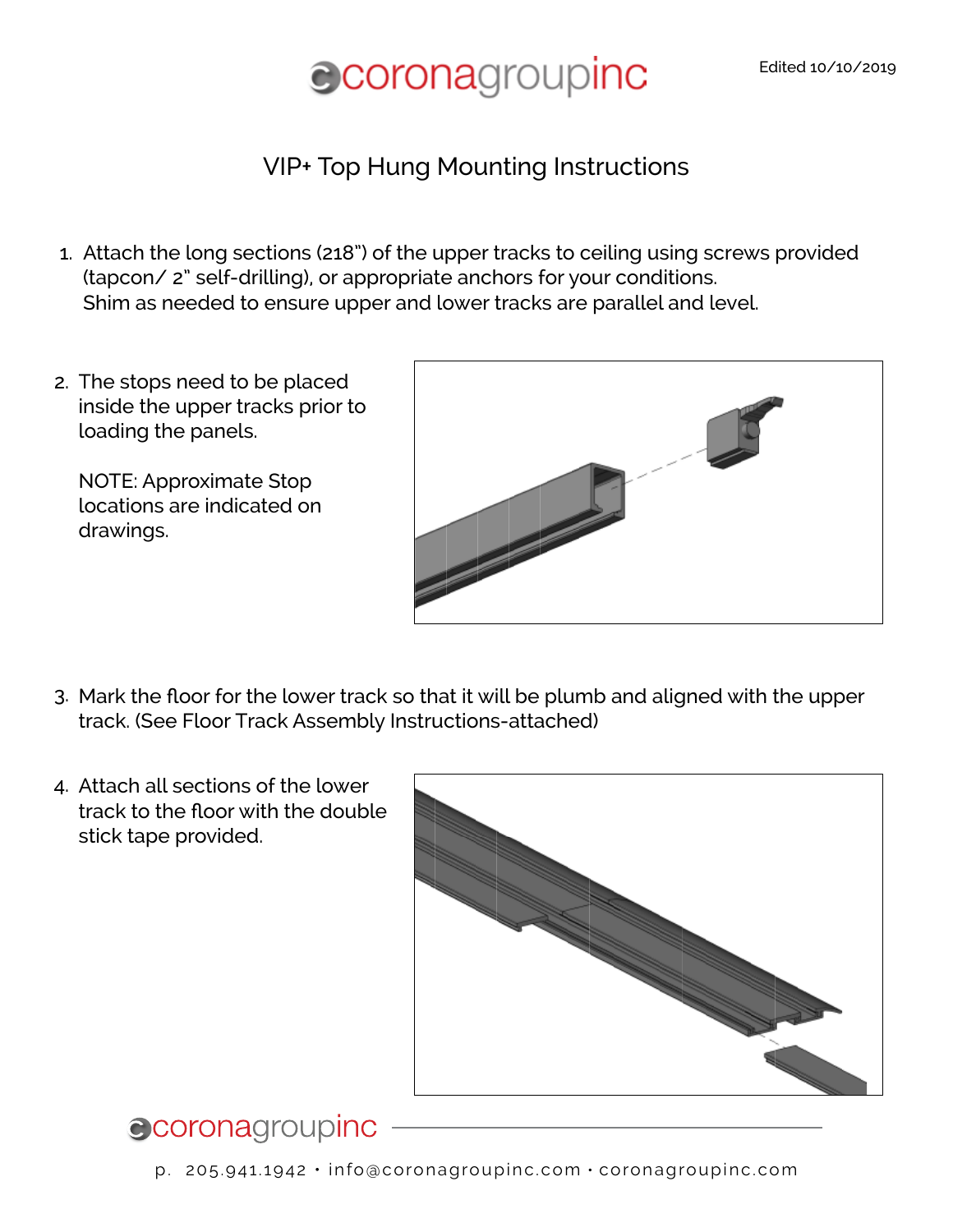coronagroupinc

Edited 10/10/2019

# VIP+ Top Hung Mounting Instructions

1. Attach the long sections (218") of the upper tracks to ceiling using screws provided (tapcon/ 2" self-drilling), or appropriate anchors for your conditions. Shim as needed to ensure upper and lower tracks are parallel and level.

2. The stops need to be placed inside the upper tracks prior to loading the panels.

   NOTE: Approximate Stop locations are indicated on drawings.

3. Mark the floor for the lower track so that it will be plumb and aligned with the upper track. (See Floor Track Assembly Instructions-attached)

4. Attach all sections of the lower track to the floor with the double stick tape provided.

coronagroupinc

p. 205.941.1942 • info@coronagroupinc.com • coronagroupinc.com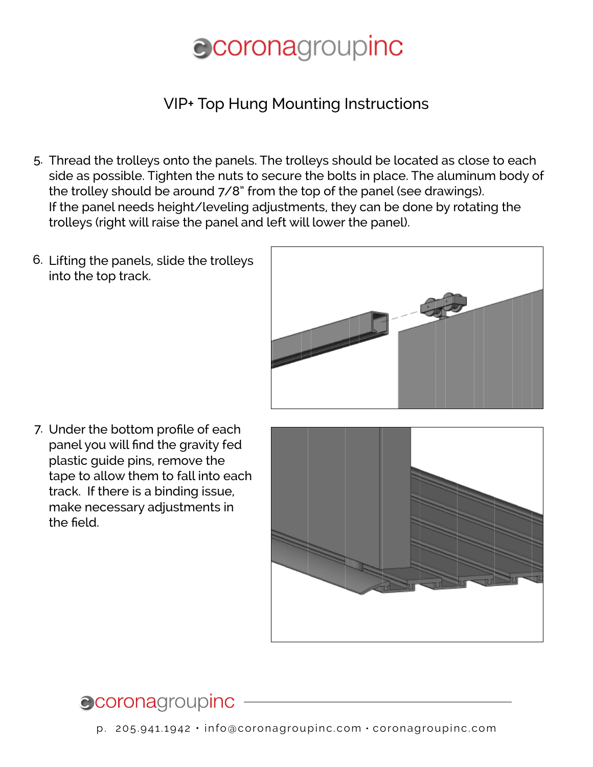# VIP+ Top Hung Mounting Instructions

5. Thread the trolleys onto the panels. The trolleys should be located as close to each side as possible. Tighten the nuts to secure the bolts in place. The aluminum body of the trolley should be around 7/8" from the top of the panel (see drawings).
   If the panel needs height/leveling adjustments, they can be done by rotating the trolleys (right will raise the panel and left will lower the panel).

6. Lifting the panels, slide the trolleys into the top track.

7. Under the bottom profile of each panel you will find the gravity fed plastic guide pins, remove the tape to allow them to fall into each track. If there is a binding issue, make necessary adjustments in the field.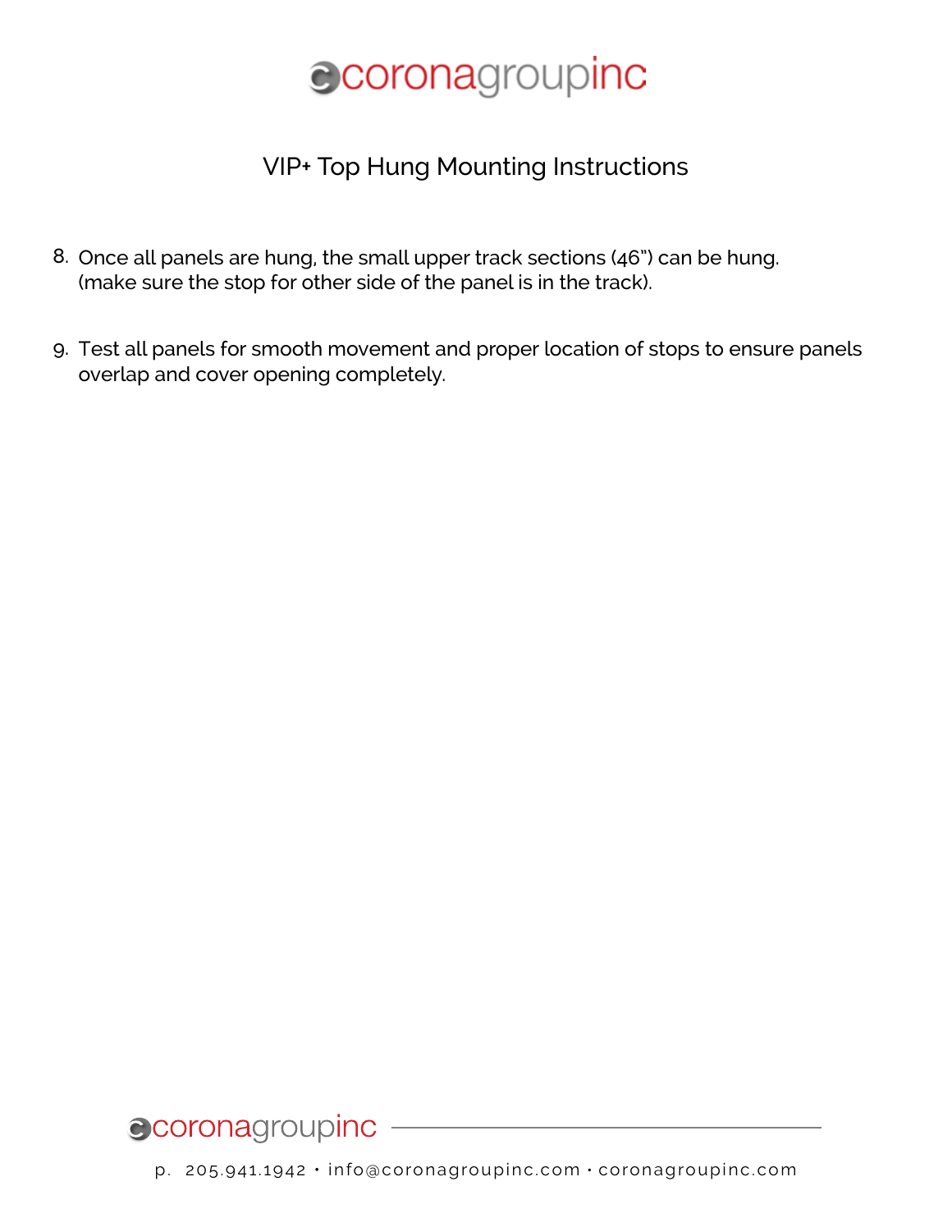# VIP+ Top Hung Mounting Instructions

8. Once all panels are hung, the small upper track sections (46") can be hung. (make sure the stop for other side of the panel is in the track).

9. Test all panels for smooth movement and proper location of stops to ensure panels overlap and cover opening completely.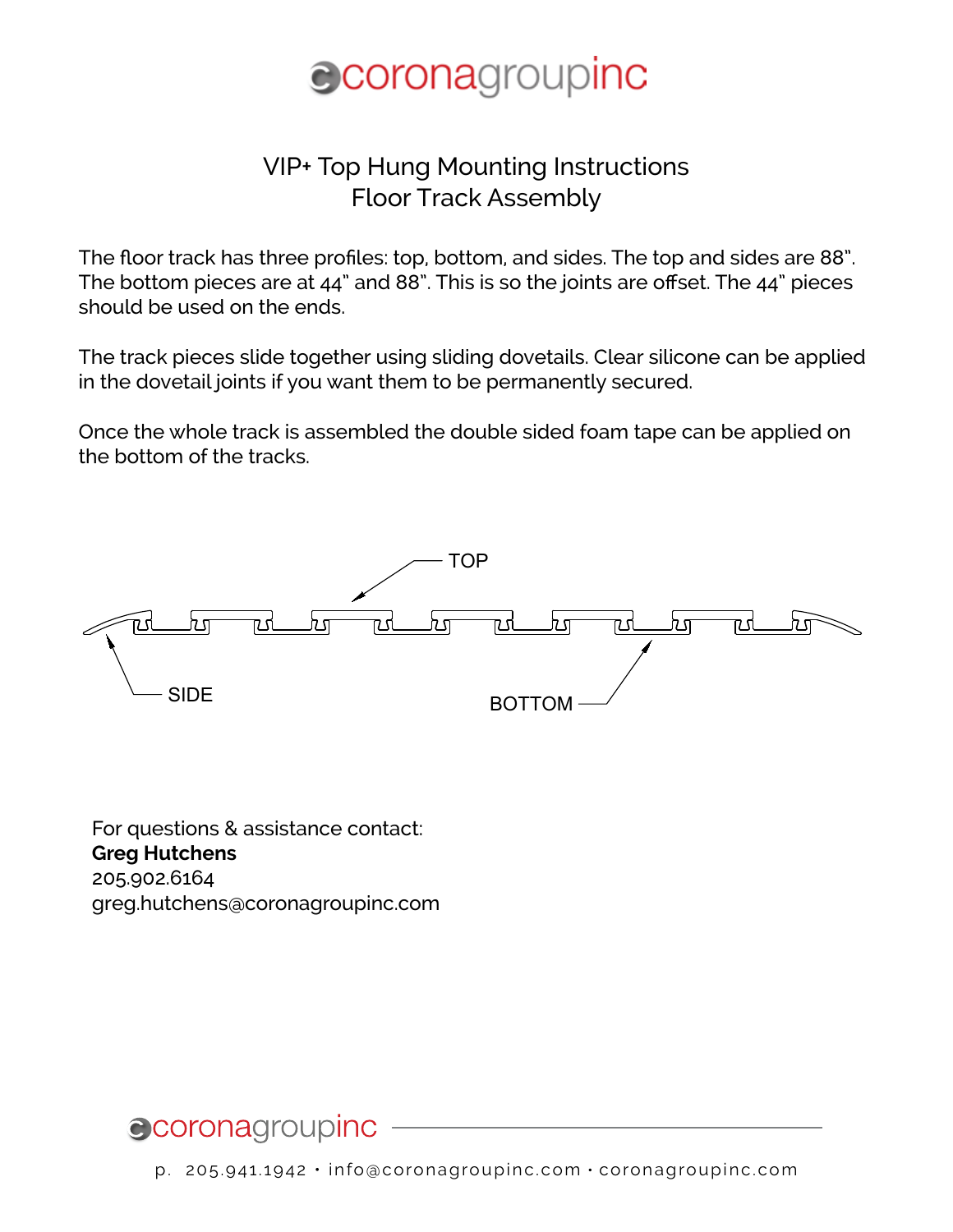# VIP+ Top Hung Mounting Instructions
## Floor Track Assembly

The floor track has three profiles: top, bottom, and sides. The top and sides are 88". The bottom pieces are at 44" and 88". This is so the joints are offset. The 44" pieces should be used on the ends.

The track pieces slide together using sliding dovetails. Clear silicone can be applied in the dovetail joints if you want them to be permanently secured.

Once the whole track is assembled the double sided foam tape can be applied on the bottom of the tracks.

TOP

SIDE

BOTTOM

For questions & assistance contact:
**Greg Hutchens**
205.902.6164
greg.hutchens@coronagroupinc.com